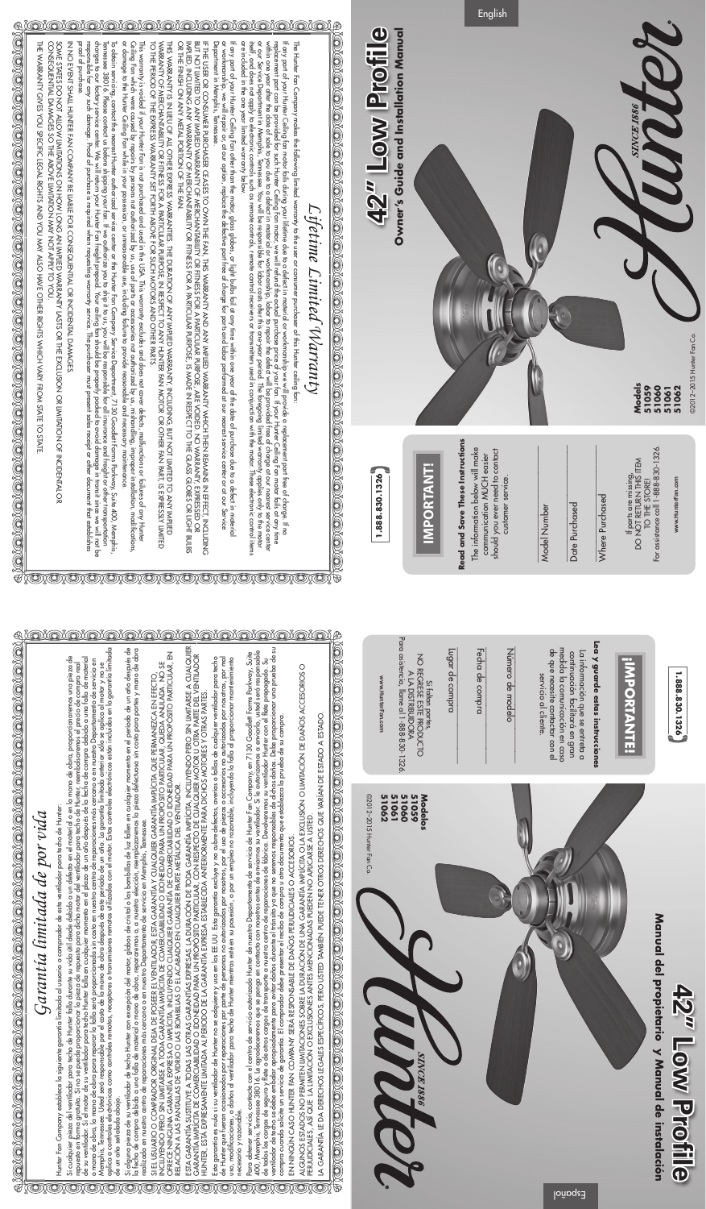# 42" Low Profile

## Owner's Guide and Installation Manual

English

Hunter SINCE 1886

**Models**
51059
51060
51061
51062

©2012–2015 Hunter Fan Co.

## IMPORTANT!

1.888.830.1326

**Read and Save These Instructions**
The information below will make communication MUCH easier should you ever need to contact customer service.

Model Number

Date Purchased

Where Purchased

If parts are missing,
DO NOT RETURN THIS ITEM TO THE STORE!
For assistance call 1-888-830-1326.

www.HunterFan.com

## *Lifetime Limited Warranty*

The Hunter Fan Company makes the following limited warranty to the user or consumer purchaser of this Hunter ceiling fan:

If any part of your Hunter Ceiling Fan motor fails during your lifetime due to a defect in material or workmanship we will provide a replacement part free of charge. If no replacement part can be provided for such Hunter Ceiling Fan motor, we will refund the actual purchase price of your fan. If your Hunter Ceiling Fan motor fails at any time within one year after the date of sale to you due to a defect in material or workmanship, labor to repair the defect will be provided free of charge at our nearest service center or at our Service Department in Memphis, Tennessee. You will be responsible for all costs of removal and shipping of your fan. This lifetime warranty applies only to the motor itself, and does not apply to electronic controls such as remote controls, remote control receivers or transmitters used in conjunction with the motor. These electronic control items are included in the one year limited warranty below.

If any part of your Hunter Ceiling Fan other than the motor, glass globes, or light bulbs fail at any time within one year of the date of purchase due to a defect in material or workmanship, we will, at our option, replace the defective part free of charge for parts and labor performed at our nearest service center or at our Service Department in Memphis, Tennessee.

This warranty is voided if your Hunter fan is not purchased and used in the USA. This warranty excludes and does not cover defects, malfunctions or failures of any Hunter Ceiling Fan which were caused by repairs by persons not authorized by us, use of parts or accessories not authorized by us, mishandling, improper installation, modifications, or damage to the fan while in your possession, or unreasonable use, including failure to provide reasonable and necessary maintenance.

To obtain service, contact the nearest Hunter authorized service center or the Hunter Fan Company Service Department, 7130 Goodlett Farms Parkway, Suite 400, Memphis, Tennessee 38016. Please contact us before shipping your fan. If we authorize you to ship it to us, you will be responsible for all insurance and other transportation charges to our factory service center. We will return your Hunter fan freight prepaid. Your ceiling fan should be properly packed to avoid damage in transit since we will not be responsible for any such damage. Proof of purchase is required when requesting warranty service. The purchaser must present sales receipt or other document that establishes proof of purchase.

IF THE USER OR CONSUMER PURCHASER CEASES TO OWN THE FAN, THE WARRANTY AND IMPLIED WARRANTY WHICH THEN REMAINS IN EFFECT, INCLUDING BUT NOT LIMITED TO ANY IMPLIED WARRANTY OF MERCHANTABILITY OR FITNESS FOR A PARTICULAR PURPOSE, ARE VOIDED. NO WARRANTY, EXPRESSED OR IMPLIED, INCLUDING ANY WARRANTY OF MERCHANTABILITY OR FITNESS FOR A PARTICULAR PURPOSE, IS MADE IN RESPECT TO THE GLASS GLOBES OR LIGHT BULBS OR THE FINISH ON ANY METAL PART OF THE FAN.

THIS WARRANTY IS IN LIEU OF ALL OTHER EXPRESS WARRANTIES. THE DURATION OF ANY IMPLIED WARRANTY, INCLUDING, BUT NOT LIMITED TO ANY IMPLIED WARRANTY OF MERCHANTABILITY OR FITNESS FOR A PARTICULAR PURPOSE, IN RESPECT TO ANY HUNTER FAN MOTOR OR OTHER FAN PART, IS EXPRESSLY LIMITED TO THE PERIOD OF THE EXPRESS WARRANTY SET FORTH ABOVE FOR SUCH MOTORS AND OTHER PARTS.

IN NO EVENT SHALL HUNTER FAN COMPANY BE LIABLE FOR CONSEQUENTIAL OR INCIDENTAL DAMAGES.

SOME STATES DO NOT ALLOW LIMITATIONS ON HOW LONG AN IMPLIED WARRANTY LASTS OR THE EXCLUSION OR LIMITATION OF INCIDENTAL OR CONSEQUENTIAL DAMAGES SO THE ABOVE LIMITATION MAY NOT APPLY TO YOU.

THE WARRANTY GIVES YOU SPECIFIC LEGAL RIGHTS AND YOU MAY ALSO HAVE OTHER RIGHTS WHICH VARY FROM STATE TO STATE.

---

# 42" Low Profile

## Manual del propietario y Manual de instalación

Español

Hunter SINCE 1886

**Modelos**
51059
51060
51061
51062

©2012–2015 Hunter Fan Co.

## ¡IMPORTANTE!

1.888.830.1326

**Lea y guarde estas instrucciones**
La información que se entrega a continuación facilitará en gran medida la comunicación en caso de que necesite contactar con el servicio al cliente.

Número de modelo

Fecha de compra

Lugar de compra

Si faltan partes,
NO REGRESE ESTE PRODUCTO A LA DISTRIBUIDORA
Para asistencia, llame al 1-888-830-1326.

www.HunterFan.com

## *Garantía limitada de por vida*

Hunter Fan Company establece la siguiente garantía limitada al usuario o comprador de este ventilador para techo de Hunter:

Si cualquier pieza del ventilador para techo de Hunter falla durante su vida útil debido a un defecto en el material o en la mano de obra, proporcionaremos una pieza de repuesto en forma gratuita. Si no se puede proporcionar una pieza de repuesto para dicho motor del ventilador para techo de Hunter, reembolsaremos el precio de compra real de su ventilador. Si el motor de su ventilador para techo Hunter falla en cualquier momento en el plazo de un año después de la fecha de compra debido a una falla del material o mano de obra, la mano de obra para reparar la falla será proporcionada sin costo en nuestro centro de reparaciones más cercano o en nuestro Departamento de servicio en Memphis, Tennessee. Usted será responsable de todos los costos de desinstalación y envío de su ventilador. Esta garantía de por vida se aplica sólo al motor, y no se aplica a controles electrónicos como controles remotos, receptores o transmisores utilizados con el motor. Estos controles electrónicos están incluidos en la garantía limitada de un año señalada abajo.

Si alguna pieza de su ventilador de techo Hunter con excepción del motor, globos de cristal o las bombillas de luz fallen en cualquier momento en el periodo de un año después de la fecha de compra debido a una falla de material o mano de obra, repararemos, o, a nuestra elección, reemplazaremos la pieza defectuosa sin costo para piezas y mano de obra realizado en nuestro centro de reparaciones más cercano o en nuestro Departamento de servicio en Memphis, Tennessee.

Esta garantía es nula si su ventilador de Hunter no se adquiere y usa en los EE.UU. Esta garantía excluye y no cubre defectos, averías o fallas de cualquier ventilador para techo de Hunter que hayan sido causados por reparaciones realizadas por personas que no hayan sido autorizadas por nosotros, uso de piezas o accesorios no autorizados por nosotros, uso, modificaciones, o daños al ventilador para techo de Hunter mientras esté en su posesión, o por un empleo no razonable, incluyendo la falla al proporcionar mantenimiento necesario y razonable.

Para obtener servicio, contacte con el centro de servicio autorizado Hunter o con nuestro Departamento de servicio de Hunter Fan Company, en 7130 Goodlett Farms Parkway, Suite 400, Memphis, Tennessee 38016. Le agradecemos que se ponga en contacto con nosotros antes de enviarnos su ventilador. Si le autorizamos a enviárnoslo, usted será responsable de todos los cargos de seguro y flete o de otros cargos de transporte a nuestro centro de reparaciones de fábrica. Devolveremos su ventilador Hunter con el flete prepagado. Su ventilador de techo se debe embalar apropiadamente para evitar daños durante el tránsito ya que no seremos responsables de dichos daños. Debe proporcionar una prueba de compra cuando solicite un servicio de garantía. El comprador debe presentar el recibo de venta u otro documento que establezca la prueba de su compra.

SI EL USUARIO O COMPRADOR ORIGINAL DEJA DE POSEER EL VENTILADOR, ESTA GARANTÍA Y CUALQUIER GARANTÍA IMPLÍCITA QUE PERMANEZCA EN EFECTO, INCLUYENDO PERO SIN LIMITARSE A TODA GARANTÍA IMPLÍCITA DE COMERCIABILIDAD O IDONEIDAD PARA UN PROPÓSITO PARTICULAR, QUEDA ANULADA. NO SE OFRECE NINGUNA GARANTÍA EXPRESA O IMPLÍCITA, INCLUYENDO CUALQUIER GARANTÍA DE COMERCIABILIDAD O IDONEIDAD PARA UN PROPÓSITO PARTICULAR, EN RELACIÓN A LAS PANTALLAS DE VIDRIO O LAS BOMBILLAS O EL ACABADO EN CUALQUIER PARTE METÁLICA DEL VENTILADOR.

ESTA GARANTÍA SUSTITUYE A TODAS LAS OTRAS GARANTÍAS EXPRESAS. LA DURACIÓN DE TODA GARANTÍA IMPLÍCITA, INCLUYENDO PERO SIN LIMITARSE A CUALQUIER GARANTÍA IMPLÍCITA DE COMERCIABILIDAD O IDONEIDAD PARA UN PROPÓSITO PARTICULAR, CON RESPECTO DE CUALQUIER MOTOR U OTRA PARTE DEL VENTILADOR HUNTER, ESTÁ EXPRESAMENTE LIMITADA AL PERIODO DE LA GARANTÍA EXPRESA ESTABLECIDA ANTERIORMENTE PARA DICHOS MOTORES Y OTRAS PARTES.

EN NINGÚN CASO HUNTER FAN COMPANY SERÁ RESPONSABLE DE DAÑOS PERJUDICIALES O ACCESORIOS.

ALGUNOS ESTADOS NO PERMITEN LIMITACIONES SOBRE LA DURACIÓN DE UNA GARANTÍA IMPLÍCITA O LA EXCLUSIÓN O LIMITACIÓN DE DAÑOS ACCESORIOS O PERJUDICIALES, ASÍ QUE LA LIMITACIÓN O EXCLUSIONES ANTES MENCIONADAS PUEDEN NO APLICARSE A USTED.

LA GARANTÍA LE DA DERECHOS LEGALES ESPECÍFICOS, PERO USTED TAMBIÉN PUEDE TENER OTROS DERECHOS QUE VARÍAN DE ESTADO A ESTADO.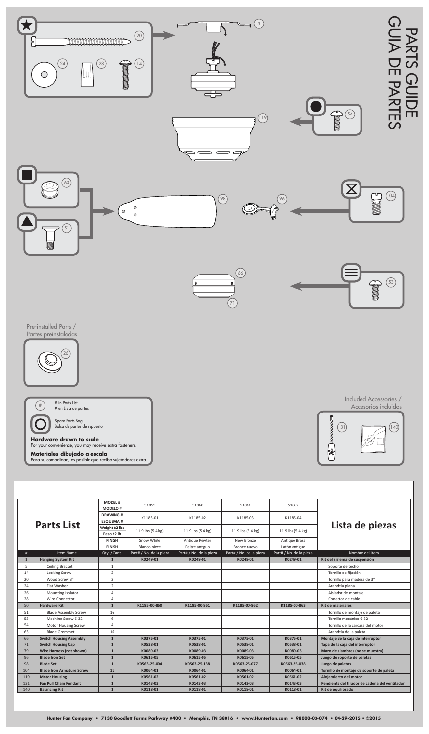# PARTS GUIDE
# GUIA DE PARTES

Pre-installed Parts /
Partes preinstaladas

Included Accessories /
Accesorios incluidos

# in Parts List
# en Lista de partes

Spare Parts Bag
Bolsa de partes de repuesto

**Hardware drawn to scale**
For your convenience, you may receive extra fasteners.

**Materiales dibujado a escala**
Para su comodidad, es posible que reciba sujetadores extra.

| **Parts List** | | MODEL # / MODELO # | 51059 | 51060 | 51061 | 51062 | **Lista de piezas** |
|---|---|---|---|---|---|---|---|
| | | DRAWING # / ESQUEMA # | K1185-01 | K1185-02 | K1185-03 | K1185-04 | |
| | | Weight ±2 lbs / Peso ±2 lb | 11.9 lbs (5.4 kg) | 11.9 lbs (5.4 kg) | 11.9 lbs (5.4 kg) | 11.9 lbs (5.4 kg) | |
| | | FINISH | Snow White | Antique Pewter | New Bronze | Antique Brass | |
| | | FINISH | Blanco nieve | Peltre antiguo | Bronce nuevo | Latón antiguo | |
| # | Item Name | Qty. / Cant. | Part# / No. de la pieza | Part# / No. de la pieza | Part# / No. de la pieza | Part# / No. de la pieza | Nombre del Item |
| 1 | **Hanging System Kit** | **1** | **K0249-01** | **K0249-01** | **K0249-01** | **K0249-01** | **Kit del sistema de suspensión** |
| 5 | Ceiling Bracket | 1 | | | | | Soporte de techo |
| 14 | Locking Screw | 2 | | | | | Tornillo de fijación |
| 20 | Wood Screw 3" | 2 | | | | | Tornillo para madera de 3" |
| 24 | Flat Washer | 2 | | | | | Arandela plana |
| 26 | Mounting Isolator | 4 | | | | | Aislador de montaje |
| 28 | Wire Connector | 4 | | | | | Conector de cable |
| 50 | **Hardware Kit** | **1** | **K1185-00-860** | **K1185-00-861** | **K1185-00-862** | **K1185-00-863** | **Kit de materiales** |
| 51 | Blade Assembly Screw | 16 | | | | | Tornillo de montaje de paleta |
| 53 | Machine Screw 6-32 | 6 | | | | | Tornillo mecánico 6-32 |
| 54 | Motor Housing Screw | 4 | | | | | Tornillo de la carcasa del motor |
| 63 | Blade Grommet | 16 | | | | | Arandela de la paleta |
| 66 | **Switch Housing Assembly** | **1** | **K0375-01** | **K0375-01** | **K0375-01** | **K0375-01** | **Montaje de la caja de interruptor** |
| 71 | **Switch Housing Cap** | **1** | **K0538-01** | **K0538-01** | **K0538-01** | **K0538-01** | **Tapa de la caja del interruptor** |
| 79 | **Wire Harness (not shown)** | **1** | **K0089-03** | **K0089-03** | **K0089-03** | **K0089-03** | **Mazo de alambres (no se muestra)** |
| 96 | **Blade Iron Set** | **1** | **K0615-05** | **K0615-05** | **K0615-05** | **K0615-05** | **Juego de soporte de paletas** |
| 98 | **Blade Set** | **1** | **K0563-25-004** | **K0563-25-138** | **K0563-25-077** | **K0563-25-038** | **Juego de paletas** |
| 104 | **Blade Iron Armature Screw** | **11** | **K0064-01** | **K0064-01** | **K0064-01** | **K0064-01** | **Tornillo de montaje de soporte de paleta** |
| 119 | **Motor Housing** | **1** | **K0561-02** | **K0561-02** | **K0561-02** | **K0561-02** | **Alojamiento del motor** |
| 131 | **Fan Pull Chain Pendant** | **1** | **K0143-03** | **K0143-03** | **K0143-03** | **K0143-03** | **Pendiente del tirador de cadena del ventilador** |
| 140 | **Balancing Kit** | **1** | **K0118-01** | **K0118-01** | **K0118-01** | **K0118-01** | **Kit de equilibrado** |

**Hunter Fan Company • 7130 Goodlett Farms Parkway #400 • Memphis, TN 38016 • www.HunterFan.com • 98000-03-074 • 04-29-2015 • ©2015**